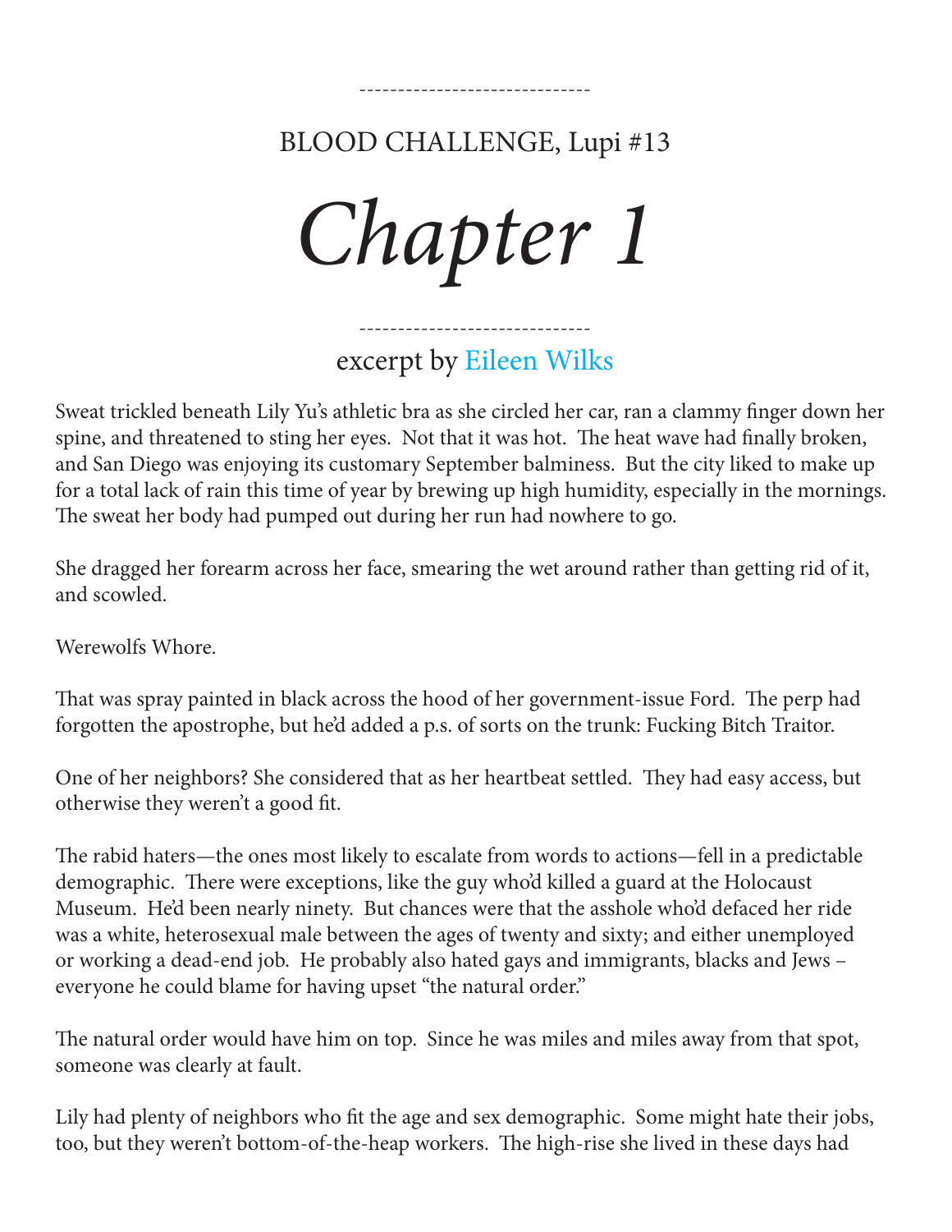------------------------------

BLOOD CHALLENGE, Lupi #13

# *Chapter 1*

------------------------------

excerpt by Eileen Wilks

Sweat trickled beneath Lily Yu's athletic bra as she circled her car, ran a clammy finger down her spine, and threatened to sting her eyes. Not that it was hot. The heat wave had finally broken, and San Diego was enjoying its customary September balminess. But the city liked to make up for a total lack of rain this time of year by brewing up high humidity, especially in the mornings. The sweat her body had pumped out during her run had nowhere to go.

She dragged her forearm across her face, smearing the wet around rather than getting rid of it, and scowled.

Werewolfs Whore.

That was spray painted in black across the hood of her government-issue Ford. The perp had forgotten the apostrophe, but he'd added a p.s. of sorts on the trunk: Fucking Bitch Traitor.

One of her neighbors? She considered that as her heartbeat settled. They had easy access, but otherwise they weren't a good fit.

The rabid haters—the ones most likely to escalate from words to actions—fell in a predictable demographic. There were exceptions, like the guy who'd killed a guard at the Holocaust Museum. He'd been nearly ninety. But chances were that the asshole who'd defaced her ride was a white, heterosexual male between the ages of twenty and sixty; and either unemployed or working a dead-end job. He probably also hated gays and immigrants, blacks and Jews – everyone he could blame for having upset "the natural order."

The natural order would have him on top. Since he was miles and miles away from that spot, someone was clearly at fault.

Lily had plenty of neighbors who fit the age and sex demographic. Some might hate their jobs, too, but they weren't bottom-of-the-heap workers. The high-rise she lived in these days had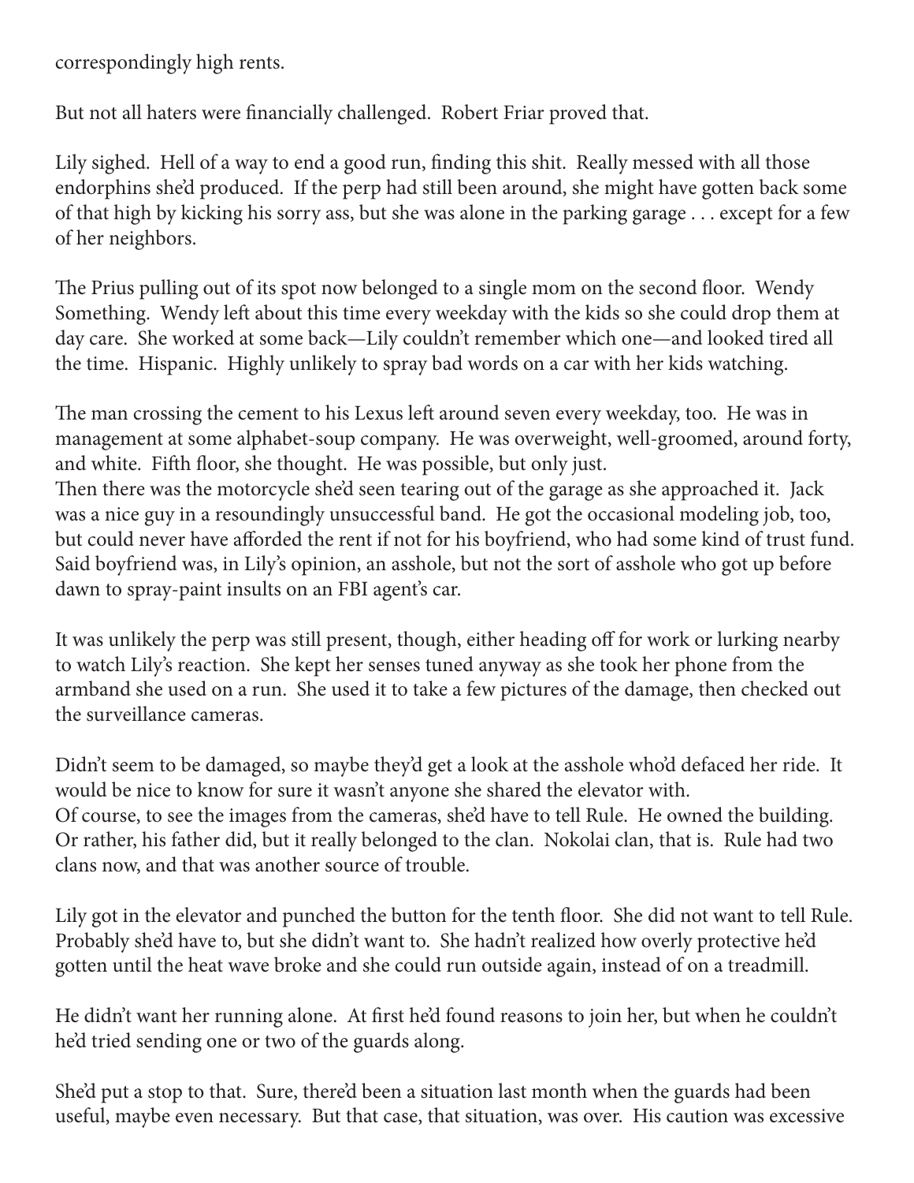correspondingly high rents.

But not all haters were financially challenged. Robert Friar proved that.

Lily sighed. Hell of a way to end a good run, finding this shit. Really messed with all those endorphins she'd produced. If the perp had still been around, she might have gotten back some of that high by kicking his sorry ass, but she was alone in the parking garage . . . except for a few of her neighbors.

The Prius pulling out of its spot now belonged to a single mom on the second floor. Wendy Something. Wendy left about this time every weekday with the kids so she could drop them at day care. She worked at some back—Lily couldn't remember which one—and looked tired all the time. Hispanic. Highly unlikely to spray bad words on a car with her kids watching.

The man crossing the cement to his Lexus left around seven every weekday, too. He was in management at some alphabet-soup company. He was overweight, well-groomed, around forty, and white. Fifth floor, she thought. He was possible, but only just.

Then there was the motorcycle she'd seen tearing out of the garage as she approached it. Jack was a nice guy in a resoundingly unsuccessful band. He got the occasional modeling job, too, but could never have afforded the rent if not for his boyfriend, who had some kind of trust fund. Said boyfriend was, in Lily's opinion, an asshole, but not the sort of asshole who got up before dawn to spray-paint insults on an FBI agent's car.

It was unlikely the perp was still present, though, either heading off for work or lurking nearby to watch Lily's reaction. She kept her senses tuned anyway as she took her phone from the armband she used on a run. She used it to take a few pictures of the damage, then checked out the surveillance cameras.

Didn't seem to be damaged, so maybe they'd get a look at the asshole who'd defaced her ride. It would be nice to know for sure it wasn't anyone she shared the elevator with.

Of course, to see the images from the cameras, she'd have to tell Rule. He owned the building. Or rather, his father did, but it really belonged to the clan. Nokolai clan, that is. Rule had two clans now, and that was another source of trouble.

Lily got in the elevator and punched the button for the tenth floor. She did not want to tell Rule. Probably she'd have to, but she didn't want to. She hadn't realized how overly protective he'd gotten until the heat wave broke and she could run outside again, instead of on a treadmill.

He didn't want her running alone. At first he'd found reasons to join her, but when he couldn't he'd tried sending one or two of the guards along.

She'd put a stop to that. Sure, there'd been a situation last month when the guards had been useful, maybe even necessary. But that case, that situation, was over. His caution was excessive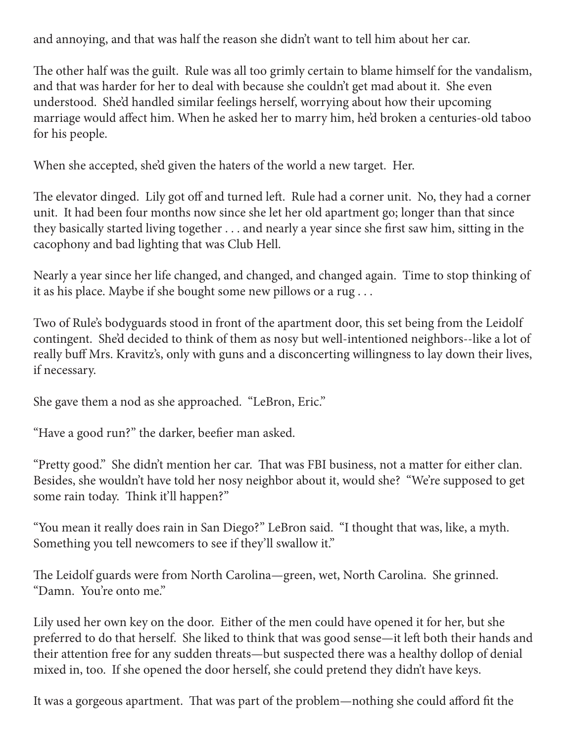and annoying, and that was half the reason she didn't want to tell him about her car.

The other half was the guilt. Rule was all too grimly certain to blame himself for the vandalism, and that was harder for her to deal with because she couldn't get mad about it. She even understood. She'd handled similar feelings herself, worrying about how their upcoming marriage would affect him. When he asked her to marry him, he'd broken a centuries-old taboo for his people.

When she accepted, she'd given the haters of the world a new target. Her.

The elevator dinged. Lily got off and turned left. Rule had a corner unit. No, they had a corner unit. It had been four months now since she let her old apartment go; longer than that since they basically started living together . . . and nearly a year since she first saw him, sitting in the cacophony and bad lighting that was Club Hell.

Nearly a year since her life changed, and changed, and changed again. Time to stop thinking of it as his place. Maybe if she bought some new pillows or a rug . . .

Two of Rule's bodyguards stood in front of the apartment door, this set being from the Leidolf contingent. She'd decided to think of them as nosy but well-intentioned neighbors--like a lot of really buff Mrs. Kravitz's, only with guns and a disconcerting willingness to lay down their lives, if necessary.

She gave them a nod as she approached. "LeBron, Eric."

"Have a good run?" the darker, beefier man asked.

"Pretty good." She didn't mention her car. That was FBI business, not a matter for either clan. Besides, she wouldn't have told her nosy neighbor about it, would she? "We're supposed to get some rain today. Think it'll happen?"

"You mean it really does rain in San Diego?" LeBron said. "I thought that was, like, a myth. Something you tell newcomers to see if they'll swallow it."

The Leidolf guards were from North Carolina—green, wet, North Carolina. She grinned. "Damn. You're onto me."

Lily used her own key on the door. Either of the men could have opened it for her, but she preferred to do that herself. She liked to think that was good sense—it left both their hands and their attention free for any sudden threats—but suspected there was a healthy dollop of denial mixed in, too. If she opened the door herself, she could pretend they didn't have keys.

It was a gorgeous apartment. That was part of the problem—nothing she could afford fit the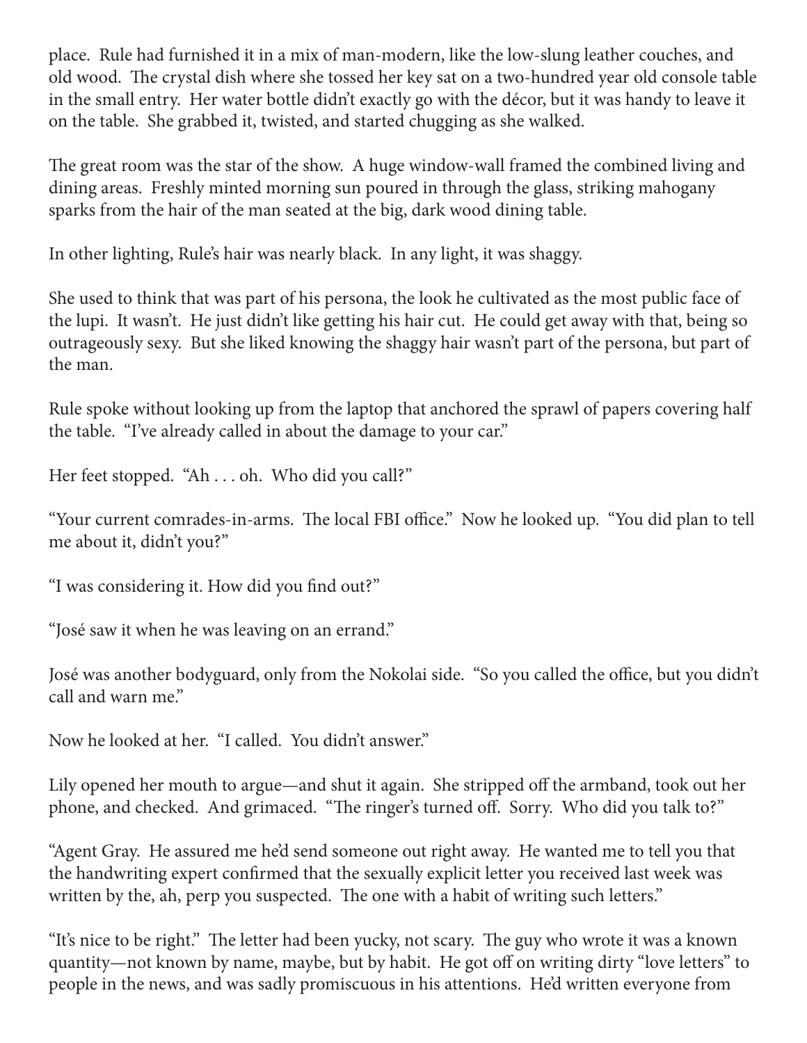place. Rule had furnished it in a mix of man-modern, like the low-slung leather couches, and old wood. The crystal dish where she tossed her key sat on a two-hundred year old console table in the small entry. Her water bottle didn't exactly go with the décor, but it was handy to leave it on the table. She grabbed it, twisted, and started chugging as she walked.

The great room was the star of the show. A huge window-wall framed the combined living and dining areas. Freshly minted morning sun poured in through the glass, striking mahogany sparks from the hair of the man seated at the big, dark wood dining table.

In other lighting, Rule's hair was nearly black. In any light, it was shaggy.

She used to think that was part of his persona, the look he cultivated as the most public face of the lupi. It wasn't. He just didn't like getting his hair cut. He could get away with that, being so outrageously sexy. But she liked knowing the shaggy hair wasn't part of the persona, but part of the man.

Rule spoke without looking up from the laptop that anchored the sprawl of papers covering half the table. "I've already called in about the damage to your car."

Her feet stopped. "Ah . . . oh. Who did you call?"

"Your current comrades-in-arms. The local FBI office." Now he looked up. "You did plan to tell me about it, didn't you?"

"I was considering it. How did you find out?"

"José saw it when he was leaving on an errand."

José was another bodyguard, only from the Nokolai side. "So you called the office, but you didn't call and warn me."

Now he looked at her. "I called. You didn't answer."

Lily opened her mouth to argue—and shut it again. She stripped off the armband, took out her phone, and checked. And grimaced. "The ringer's turned off. Sorry. Who did you talk to?"

"Agent Gray. He assured me he'd send someone out right away. He wanted me to tell you that the handwriting expert confirmed that the sexually explicit letter you received last week was written by the, ah, perp you suspected. The one with a habit of writing such letters."

"It's nice to be right." The letter had been yucky, not scary. The guy who wrote it was a known quantity—not known by name, maybe, but by habit. He got off on writing dirty "love letters" to people in the news, and was sadly promiscuous in his attentions. He'd written everyone from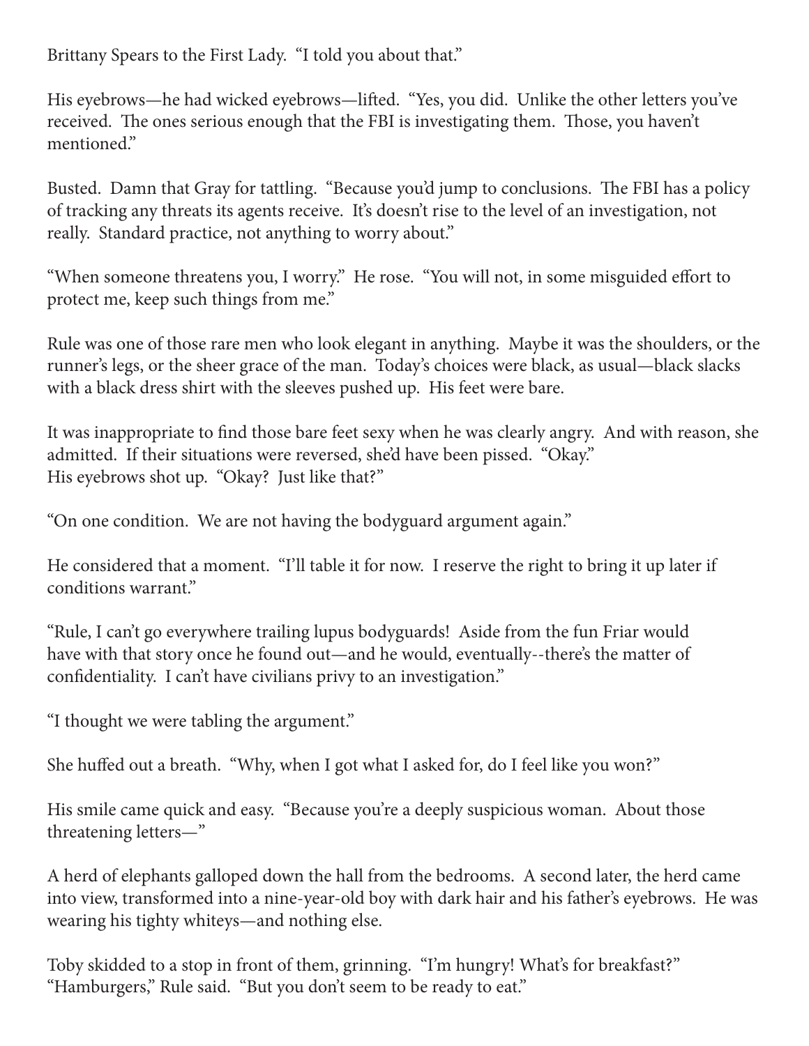Brittany Spears to the First Lady. "I told you about that."

His eyebrows—he had wicked eyebrows—lifted. "Yes, you did. Unlike the other letters you've received. The ones serious enough that the FBI is investigating them. Those, you haven't mentioned."

Busted. Damn that Gray for tattling. "Because you'd jump to conclusions. The FBI has a policy of tracking any threats its agents receive. It's doesn't rise to the level of an investigation, not really. Standard practice, not anything to worry about."

"When someone threatens you, I worry." He rose. "You will not, in some misguided effort to protect me, keep such things from me."

Rule was one of those rare men who look elegant in anything. Maybe it was the shoulders, or the runner's legs, or the sheer grace of the man. Today's choices were black, as usual—black slacks with a black dress shirt with the sleeves pushed up. His feet were bare.

It was inappropriate to find those bare feet sexy when he was clearly angry. And with reason, she admitted. If their situations were reversed, she'd have been pissed. "Okay."
His eyebrows shot up. "Okay? Just like that?"

"On one condition. We are not having the bodyguard argument again."

He considered that a moment. "I'll table it for now. I reserve the right to bring it up later if conditions warrant."

"Rule, I can't go everywhere trailing lupus bodyguards! Aside from the fun Friar would have with that story once he found out—and he would, eventually--there's the matter of confidentiality. I can't have civilians privy to an investigation."

"I thought we were tabling the argument."

She huffed out a breath. "Why, when I got what I asked for, do I feel like you won?"

His smile came quick and easy. "Because you're a deeply suspicious woman. About those threatening letters—"

A herd of elephants galloped down the hall from the bedrooms. A second later, the herd came into view, transformed into a nine-year-old boy with dark hair and his father's eyebrows. He was wearing his tighty whiteys—and nothing else.

Toby skidded to a stop in front of them, grinning. "I'm hungry! What's for breakfast?"
"Hamburgers," Rule said. "But you don't seem to be ready to eat."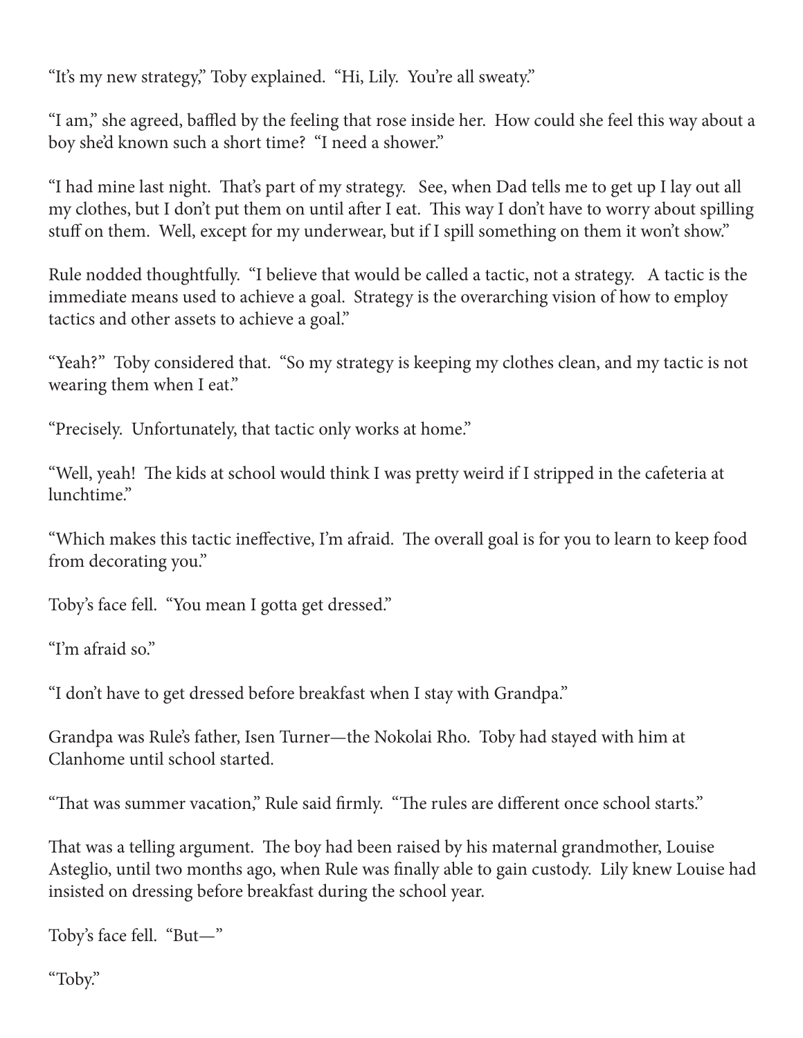"It's my new strategy," Toby explained. "Hi, Lily. You're all sweaty."

"I am," she agreed, baffled by the feeling that rose inside her. How could she feel this way about a boy she'd known such a short time? "I need a shower."

"I had mine last night. That's part of my strategy. See, when Dad tells me to get up I lay out all my clothes, but I don't put them on until after I eat. This way I don't have to worry about spilling stuff on them. Well, except for my underwear, but if I spill something on them it won't show."

Rule nodded thoughtfully. "I believe that would be called a tactic, not a strategy. A tactic is the immediate means used to achieve a goal. Strategy is the overarching vision of how to employ tactics and other assets to achieve a goal."

"Yeah?" Toby considered that. "So my strategy is keeping my clothes clean, and my tactic is not wearing them when I eat."

"Precisely. Unfortunately, that tactic only works at home."

"Well, yeah! The kids at school would think I was pretty weird if I stripped in the cafeteria at lunchtime."

"Which makes this tactic ineffective, I'm afraid. The overall goal is for you to learn to keep food from decorating you."

Toby's face fell. "You mean I gotta get dressed."

"I'm afraid so."

"I don't have to get dressed before breakfast when I stay with Grandpa."

Grandpa was Rule's father, Isen Turner—the Nokolai Rho. Toby had stayed with him at Clanhome until school started.

"That was summer vacation," Rule said firmly. "The rules are different once school starts."

That was a telling argument. The boy had been raised by his maternal grandmother, Louise Asteglio, until two months ago, when Rule was finally able to gain custody. Lily knew Louise had insisted on dressing before breakfast during the school year.

Toby's face fell. "But—"

"Toby."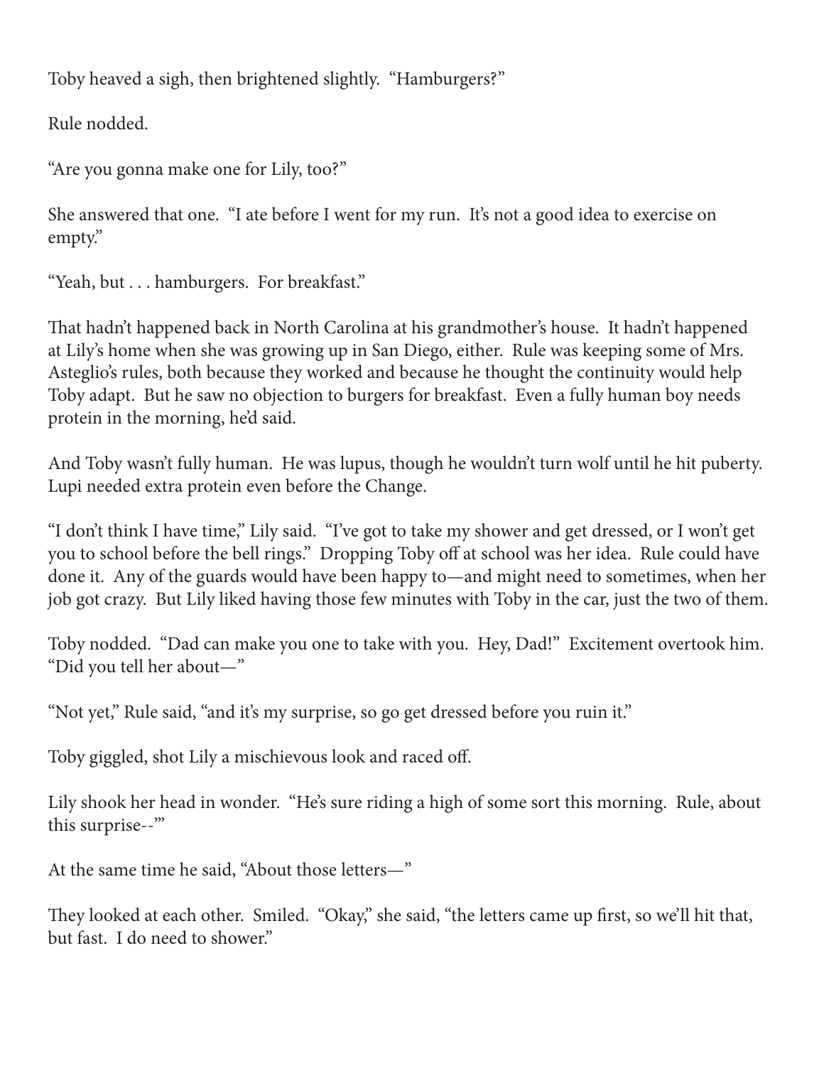Toby heaved a sigh, then brightened slightly. "Hamburgers?"

Rule nodded.

"Are you gonna make one for Lily, too?"

She answered that one. "I ate before I went for my run. It's not a good idea to exercise on empty."

"Yeah, but . . . hamburgers. For breakfast."

That hadn't happened back in North Carolina at his grandmother's house. It hadn't happened at Lily's home when she was growing up in San Diego, either. Rule was keeping some of Mrs. Asteglio's rules, both because they worked and because he thought the continuity would help Toby adapt. But he saw no objection to burgers for breakfast. Even a fully human boy needs protein in the morning, he'd said.

And Toby wasn't fully human. He was lupus, though he wouldn't turn wolf until he hit puberty. Lupi needed extra protein even before the Change.

"I don't think I have time," Lily said. "I've got to take my shower and get dressed, or I won't get you to school before the bell rings." Dropping Toby off at school was her idea. Rule could have done it. Any of the guards would have been happy to—and might need to sometimes, when her job got crazy. But Lily liked having those few minutes with Toby in the car, just the two of them.

Toby nodded. "Dad can make you one to take with you. Hey, Dad!" Excitement overtook him. "Did you tell her about—"

"Not yet," Rule said, "and it's my surprise, so go get dressed before you ruin it."

Toby giggled, shot Lily a mischievous look and raced off.

Lily shook her head in wonder. "He's sure riding a high of some sort this morning. Rule, about this surprise--"

At the same time he said, "About those letters—"

They looked at each other. Smiled. "Okay," she said, "the letters came up first, so we'll hit that, but fast. I do need to shower."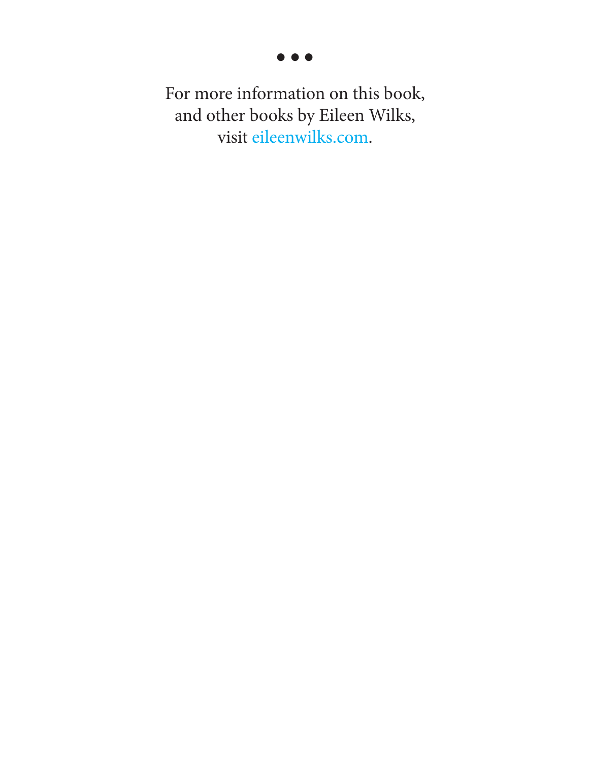• • •

For more information on this book,
and other books by Eileen Wilks,
visit eileenwilks.com.